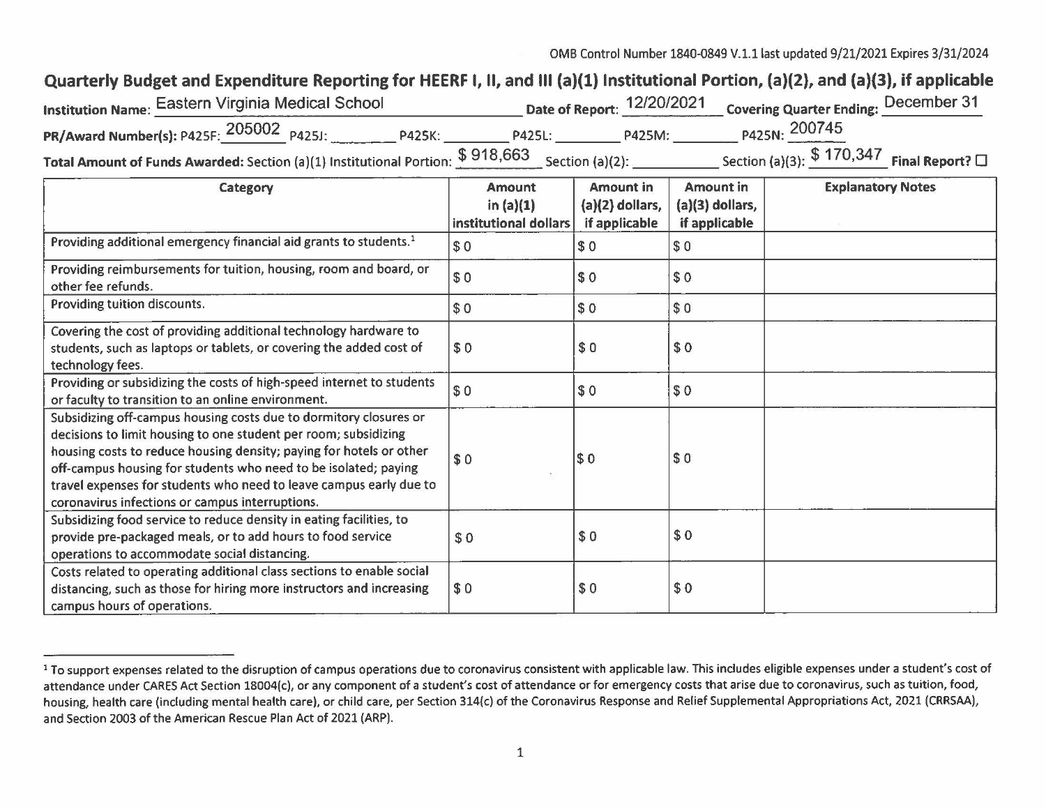OMB Control Number 1840-0849 V.1.1 last updated 9/21/2021 Expires 3/31/2024

## Quarterly Budget and Expenditure Reporting for HEERF I, II, and III (a)(1) Institutional Portion, (a)(2), and (a)(3), if applicable

**Institution Name:** Eastern Virginia Medical School **Date of Report:** 12/20/2021 **Covering Quarter Ending:** December 31

**PR/Award Number(s):** P425F: 205002 P425J: ________ P425K: ________ P425L: ________ P425M: ________ P425N: 200745

**Total Amount of Funds Awarded:** Section (a)(1) Institutional Portion: $ 918,663 Section (a)(2): ________ Section (a)(3): $ 170,347 **Final Report?** ☐

| Category | Amount in (a)(1) institutional dollars | Amount in (a)(2) dollars, if applicable | Amount in (a)(3) dollars, if applicable | Explanatory Notes |
|---|---|---|---|---|
| Providing additional emergency financial aid grants to students.[1] | $ 0 | $ 0 | $ 0 | |
| Providing reimbursements for tuition, housing, room and board, or other fee refunds. | $ 0 | $ 0 | $ 0 | |
| Providing tuition discounts. | $ 0 | $ 0 | $ 0 | |
| Covering the cost of providing additional technology hardware to students, such as laptops or tablets, or covering the added cost of technology fees. | $ 0 | $ 0 | $ 0 | |
| Providing or subsidizing the costs of high-speed internet to students or faculty to transition to an online environment. | $ 0 | $ 0 | $ 0 | |
| Subsidizing off-campus housing costs due to dormitory closures or decisions to limit housing to one student per room; subsidizing housing costs to reduce housing density; paying for hotels or other off-campus housing for students who need to be isolated; paying travel expenses for students who need to leave campus early due to coronavirus infections or campus interruptions. | $ 0 | $ 0 | $ 0 | |
| Subsidizing food service to reduce density in eating facilities, to provide pre-packaged meals, or to add hours to food service operations to accommodate social distancing. | $ 0 | $ 0 | $ 0 | |
| Costs related to operating additional class sections to enable social distancing, such as those for hiring more instructors and increasing campus hours of operations. | $ 0 | $ 0 | $ 0 | |

[1] To support expenses related to the disruption of campus operations due to coronavirus consistent with applicable law. This includes eligible expenses under a student's cost of attendance under CARES Act Section 18004(c), or any component of a student's cost of attendance or for emergency costs that arise due to coronavirus, such as tuition, food, housing, health care (including mental health care), or child care, per Section 314(c) of the Coronavirus Response and Relief Supplemental Appropriations Act, 2021 (CRRSAA), and Section 2003 of the American Rescue Plan Act of 2021 (ARP).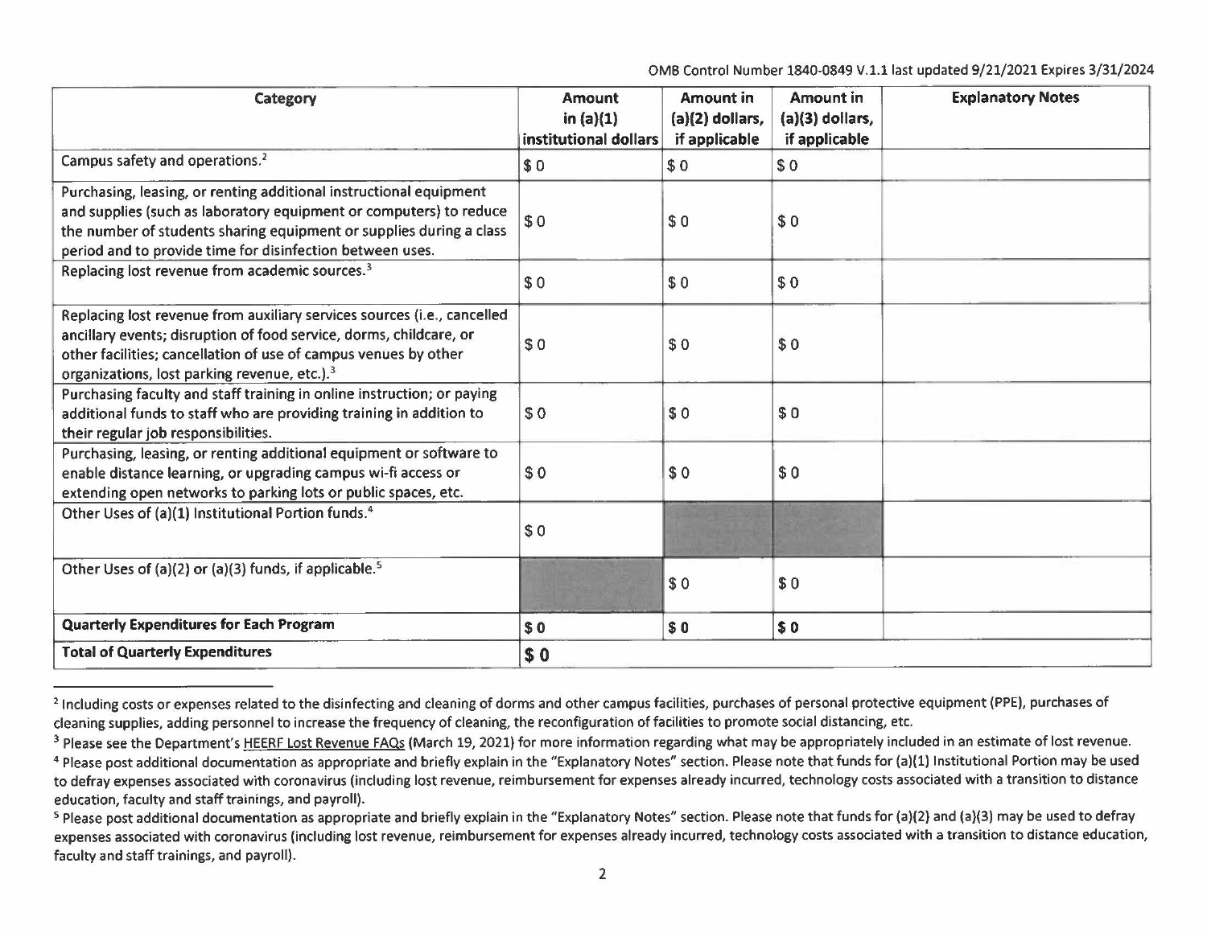OMB Control Number 1840-0849 V.1.1 last updated 9/21/2021 Expires 3/31/2024

| Category | Amount in (a)(1) institutional dollars | Amount in (a)(2) dollars, if applicable | Amount in (a)(3) dollars, if applicable | Explanatory Notes |
|---|---|---|---|---|
| Campus safety and operations.[2] | $ 0 | $ 0 | $ 0 | |
| Purchasing, leasing, or renting additional instructional equipment and supplies (such as laboratory equipment or computers) to reduce the number of students sharing equipment or supplies during a class period and to provide time for disinfection between uses. | $ 0 | $ 0 | $ 0 | |
| Replacing lost revenue from academic sources.[3] | $ 0 | $ 0 | $ 0 | |
| Replacing lost revenue from auxiliary services sources (i.e., cancelled ancillary events; disruption of food service, dorms, childcare, or other facilities; cancellation of use of campus venues by other organizations, lost parking revenue, etc.).[3] | $ 0 | $ 0 | $ 0 | |
| Purchasing faculty and staff training in online instruction; or paying additional funds to staff who are providing training in addition to their regular job responsibilities. | $ 0 | $ 0 | $ 0 | |
| Purchasing, leasing, or renting additional equipment or software to enable distance learning, or upgrading campus wi-fi access or extending open networks to parking lots or public spaces, etc. | $ 0 | $ 0 | $ 0 | |
| Other Uses of (a)(1) Institutional Portion funds.[4] | $ 0 | | | |
| Other Uses of (a)(2) or (a)(3) funds, if applicable.[5] | | $ 0 | $ 0 | |
| **Quarterly Expenditures for Each Program** | **$ 0** | **$ 0** | **$ 0** | |
| **Total of Quarterly Expenditures** | **$ 0** | | | |

[2] Including costs or expenses related to the disinfecting and cleaning of dorms and other campus facilities, purchases of personal protective equipment (PPE), purchases of cleaning supplies, adding personnel to increase the frequency of cleaning, the reconfiguration of facilities to promote social distancing, etc.

[3] Please see the Department's HEERF Lost Revenue FAQs (March 19, 2021) for more information regarding what may be appropriately included in an estimate of lost revenue.

[4] Please post additional documentation as appropriate and briefly explain in the "Explanatory Notes" section. Please note that funds for (a)(1) Institutional Portion may be used to defray expenses associated with coronavirus (including lost revenue, reimbursement for expenses already incurred, technology costs associated with a transition to distance education, faculty and staff trainings, and payroll).

[5] Please post additional documentation as appropriate and briefly explain in the "Explanatory Notes" section. Please note that funds for (a)(2) and (a)(3) may be used to defray expenses associated with coronavirus (including lost revenue, reimbursement for expenses already incurred, technology costs associated with a transition to distance education, faculty and staff trainings, and payroll).